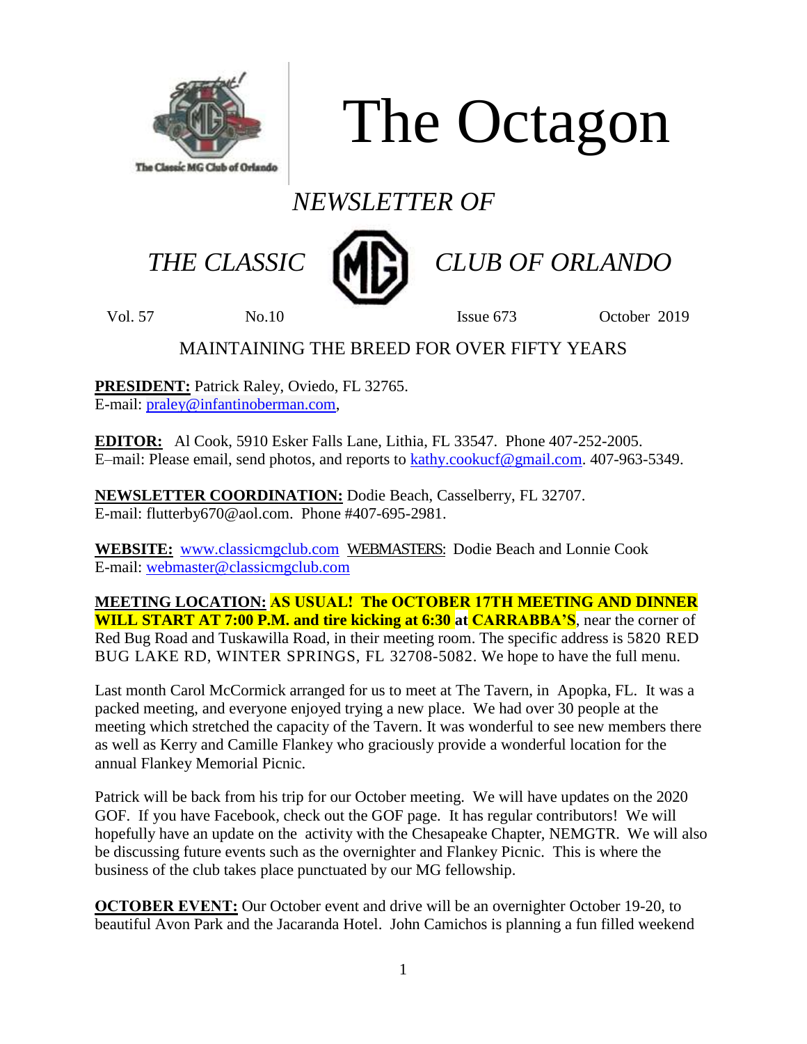# The Octagon

*NEWSLETTER OF*

*THE CLASSIC MG CLUB OF ORLANDO*

Vol. 57 No.10 Issue 673 October 2019

MAINTAINING THE BREED FOR OVER FIFTY YEARS

**PRESIDENT:** Patrick Raley, Oviedo, FL 32765.
E-mail: praley@infantinoberman.com,

**EDITOR:** Al Cook, 5910 Esker Falls Lane, Lithia, FL 33547. Phone 407-252-2005.
E–mail: Please email, send photos, and reports to kathy.cookucf@gmail.com. 407-963-5349.

**NEWSLETTER COORDINATION:** Dodie Beach, Casselberry, FL 32707.
E-mail: flutterby670@aol.com. Phone #407-695-2981.

**WEBSITE:** www.classicmgclub.com WEBMASTERS: Dodie Beach and Lonnie Cook
E-mail: webmaster@classicmgclub.com

**MEETING LOCATION:** **AS USUAL! The OCTOBER 17TH MEETING AND DINNER WILL START AT 7:00 P.M. and tire kicking at 6:30 at CARRABBA'S**, near the corner of Red Bug Road and Tuskawilla Road, in their meeting room. The specific address is 5820 RED BUG LAKE RD, WINTER SPRINGS, FL 32708-5082. We hope to have the full menu.

Last month Carol McCormick arranged for us to meet at The Tavern, in Apopka, FL. It was a packed meeting, and everyone enjoyed trying a new place. We had over 30 people at the meeting which stretched the capacity of the Tavern. It was wonderful to see new members there as well as Kerry and Camille Flankey who graciously provide a wonderful location for the annual Flankey Memorial Picnic.

Patrick will be back from his trip for our October meeting. We will have updates on the 2020 GOF. If you have Facebook, check out the GOF page. It has regular contributors! We will hopefully have an update on the activity with the Chesapeake Chapter, NEMGTR. We will also be discussing future events such as the overnighter and Flankey Picnic. This is where the business of the club takes place punctuated by our MG fellowship.

**OCTOBER EVENT:** Our October event and drive will be an overnighter October 19-20, to beautiful Avon Park and the Jacaranda Hotel. John Camichos is planning a fun filled weekend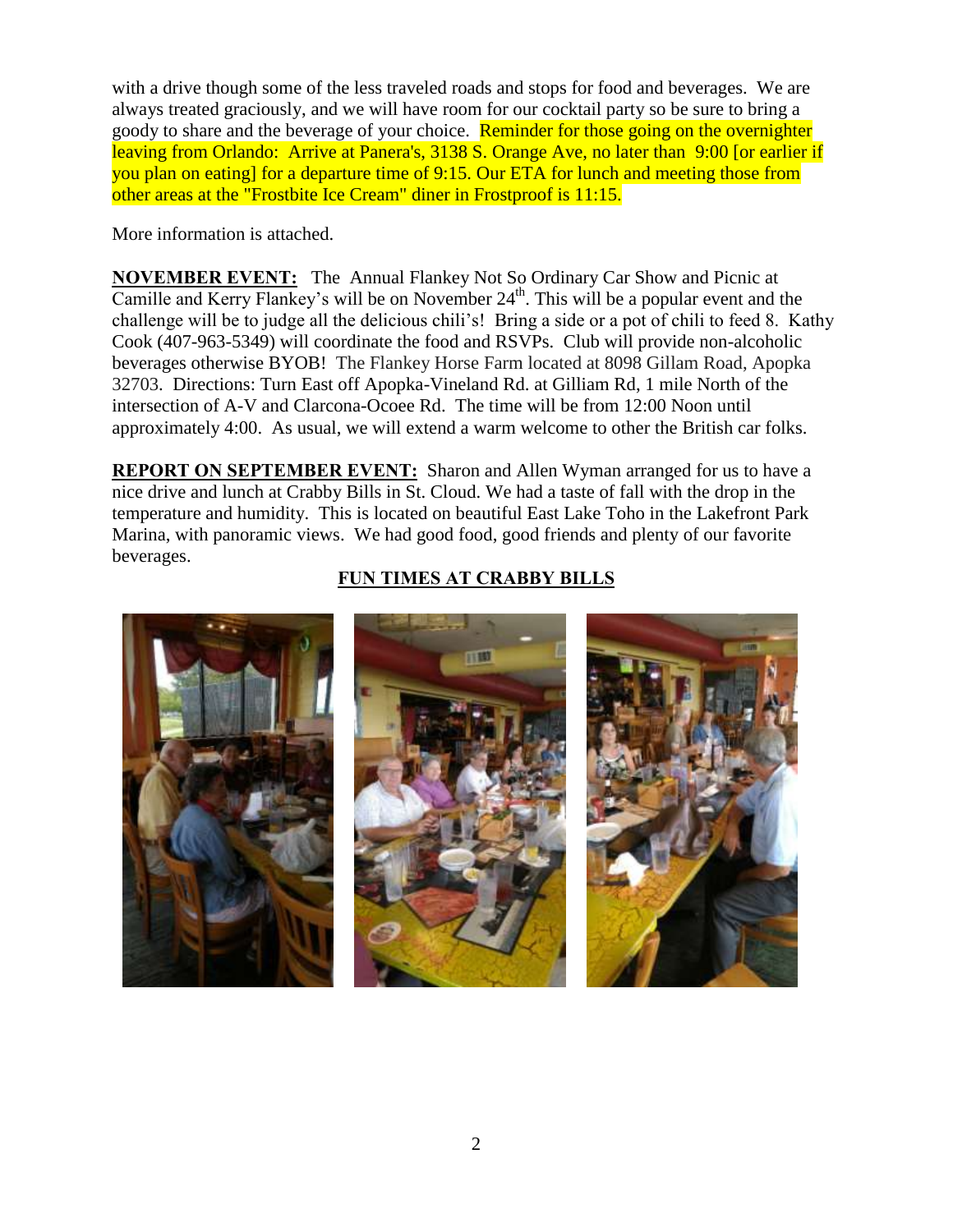with a drive though some of the less traveled roads and stops for food and beverages. We are always treated graciously, and we will have room for our cocktail party so be sure to bring a goody to share and the beverage of your choice. Reminder for those going on the overnighter leaving from Orlando: Arrive at Panera's, 3138 S. Orange Ave, no later than 9:00 [or earlier if you plan on eating] for a departure time of 9:15. Our ETA for lunch and meeting those from other areas at the "Frostbite Ice Cream" diner in Frostproof is 11:15.

More information is attached.

**NOVEMBER EVENT:** The Annual Flankey Not So Ordinary Car Show and Picnic at Camille and Kerry Flankey's will be on November 24th. This will be a popular event and the challenge will be to judge all the delicious chili's! Bring a side or a pot of chili to feed 8. Kathy Cook (407-963-5349) will coordinate the food and RSVPs. Club will provide non-alcoholic beverages otherwise BYOB! The Flankey Horse Farm located at 8098 Gillam Road, Apopka 32703. Directions: Turn East off Apopka-Vineland Rd. at Gilliam Rd, 1 mile North of the intersection of A-V and Clarcona-Ocoee Rd. The time will be from 12:00 Noon until approximately 4:00. As usual, we will extend a warm welcome to other the British car folks.

**REPORT ON SEPTEMBER EVENT:** Sharon and Allen Wyman arranged for us to have a nice drive and lunch at Crabby Bills in St. Cloud. We had a taste of fall with the drop in the temperature and humidity. This is located on beautiful East Lake Toho in the Lakefront Park Marina, with panoramic views. We had good food, good friends and plenty of our favorite beverages.

**FUN TIMES AT CRABBY BILLS**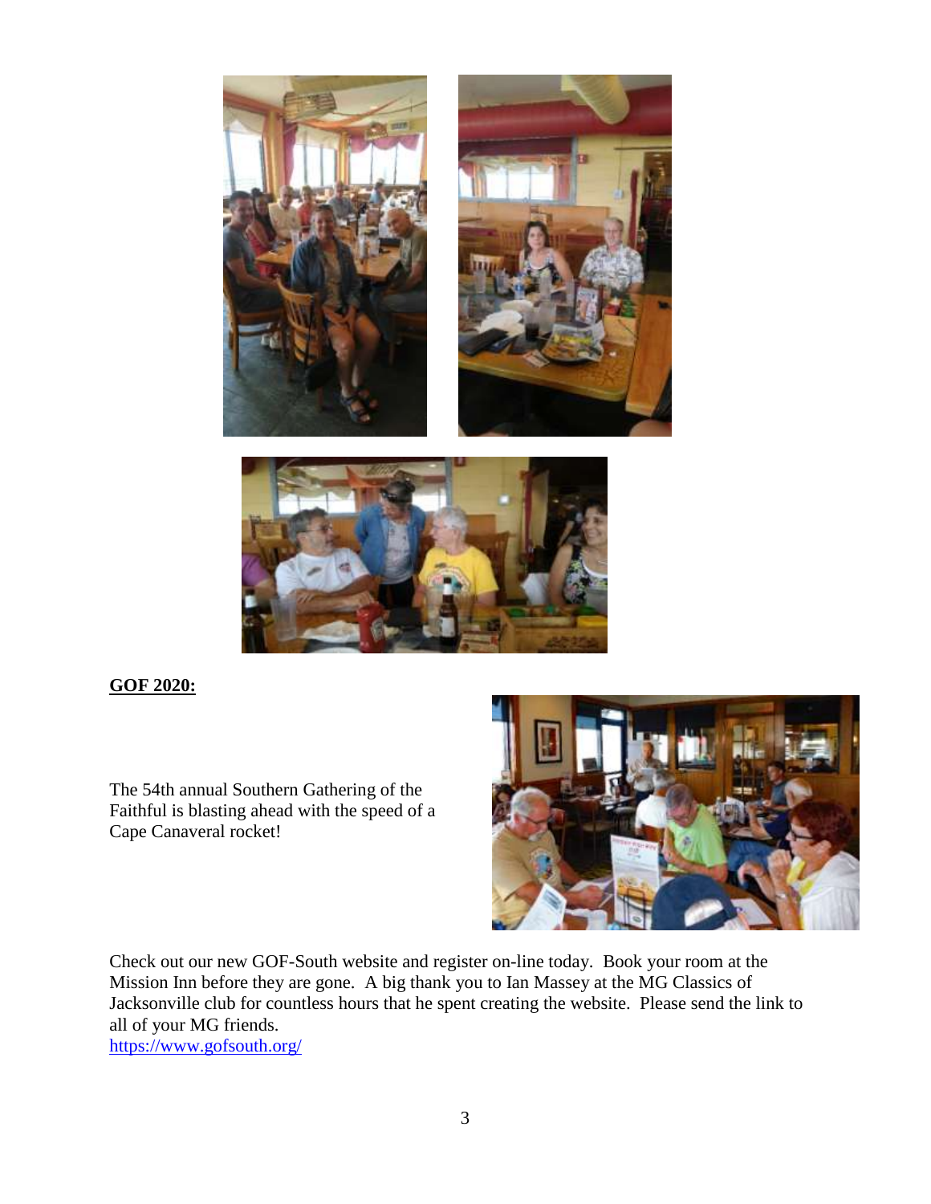**GOF 2020:**

The 54th annual Southern Gathering of the Faithful is blasting ahead with the speed of a Cape Canaveral rocket!

Check out our new GOF-South website and register on-line today. Book your room at the Mission Inn before they are gone. A big thank you to Ian Massey at the MG Classics of Jacksonville club for countless hours that he spent creating the website. Please send the link to all of your MG friends.
https://www.gofsouth.org/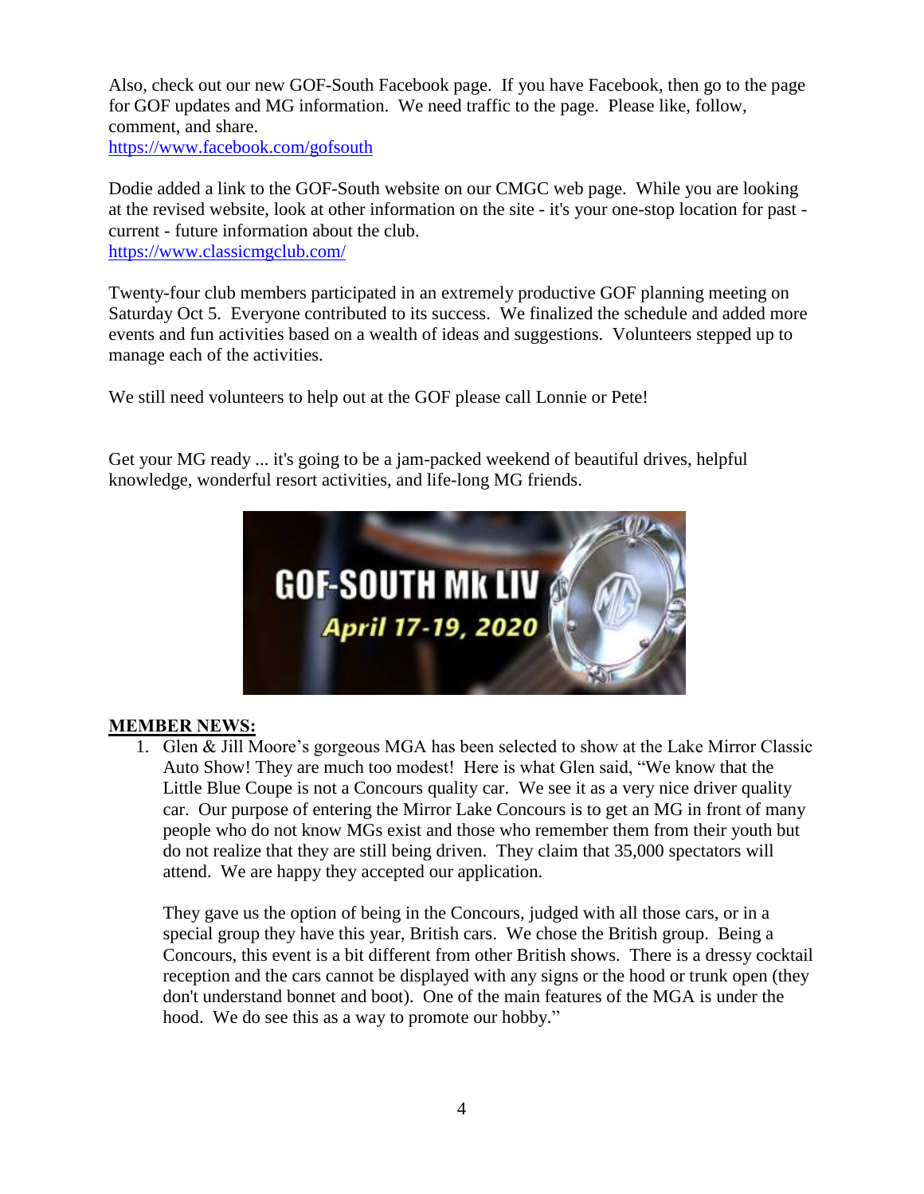Also, check out our new GOF-South Facebook page. If you have Facebook, then go to the page for GOF updates and MG information. We need traffic to the page. Please like, follow, comment, and share.
https://www.facebook.com/gofsouth

Dodie added a link to the GOF-South website on our CMGC web page. While you are looking at the revised website, look at other information on the site - it's your one-stop location for past - current - future information about the club.
https://www.classicmgclub.com/

Twenty-four club members participated in an extremely productive GOF planning meeting on Saturday Oct 5. Everyone contributed to its success. We finalized the schedule and added more events and fun activities based on a wealth of ideas and suggestions. Volunteers stepped up to manage each of the activities.

We still need volunteers to help out at the GOF please call Lonnie or Pete!

Get your MG ready ... it's going to be a jam-packed weekend of beautiful drives, helpful knowledge, wonderful resort activities, and life-long MG friends.

GOF-SOUTH Mk LIV
*April 17-19, 2020*

**MEMBER NEWS:**

1. Glen & Jill Moore's gorgeous MGA has been selected to show at the Lake Mirror Classic Auto Show! They are much too modest! Here is what Glen said, "We know that the Little Blue Coupe is not a Concours quality car. We see it as a very nice driver quality car. Our purpose of entering the Mirror Lake Concours is to get an MG in front of many people who do not know MGs exist and those who remember them from their youth but do not realize that they are still being driven. They claim that 35,000 spectators will attend. We are happy they accepted our application.

   They gave us the option of being in the Concours, judged with all those cars, or in a special group they have this year, British cars. We chose the British group. Being a Concours, this event is a bit different from other British shows. There is a dressy cocktail reception and the cars cannot be displayed with any signs or the hood or trunk open (they don't understand bonnet and boot). One of the main features of the MGA is under the hood. We do see this as a way to promote our hobby."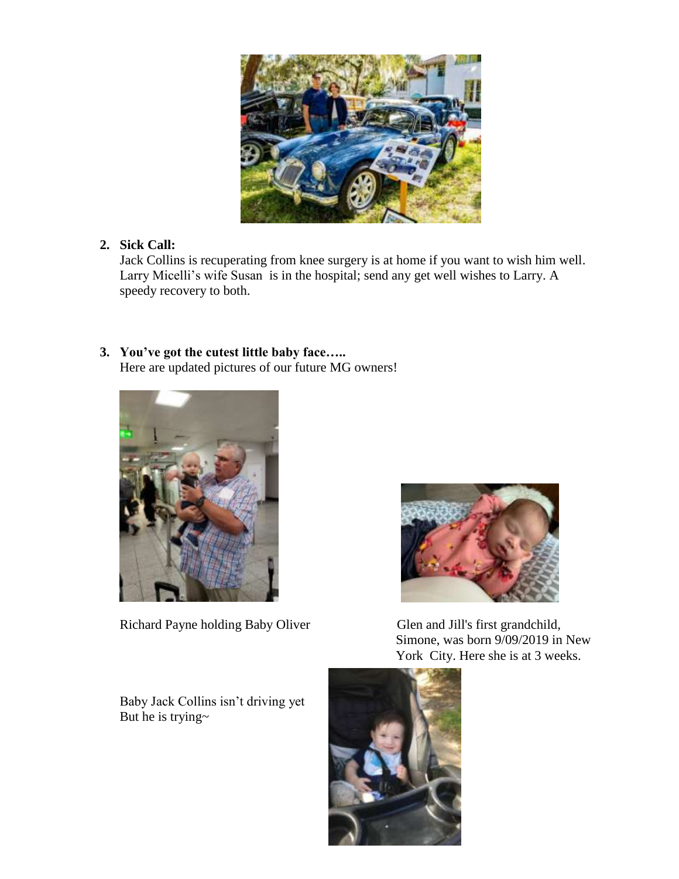2. **Sick Call:**
   Jack Collins is recuperating from knee surgery is at home if you want to wish him well. Larry Micelli's wife Susan is in the hospital; send any get well wishes to Larry. A speedy recovery to both.

3. **You've got the cutest little baby face…..**
   Here are updated pictures of our future MG owners!

Richard Payne holding Baby Oliver

Glen and Jill's first grandchild, Simone, was born 9/09/2019 in New York City. Here she is at 3 weeks.

Baby Jack Collins isn't driving yet
But he is trying~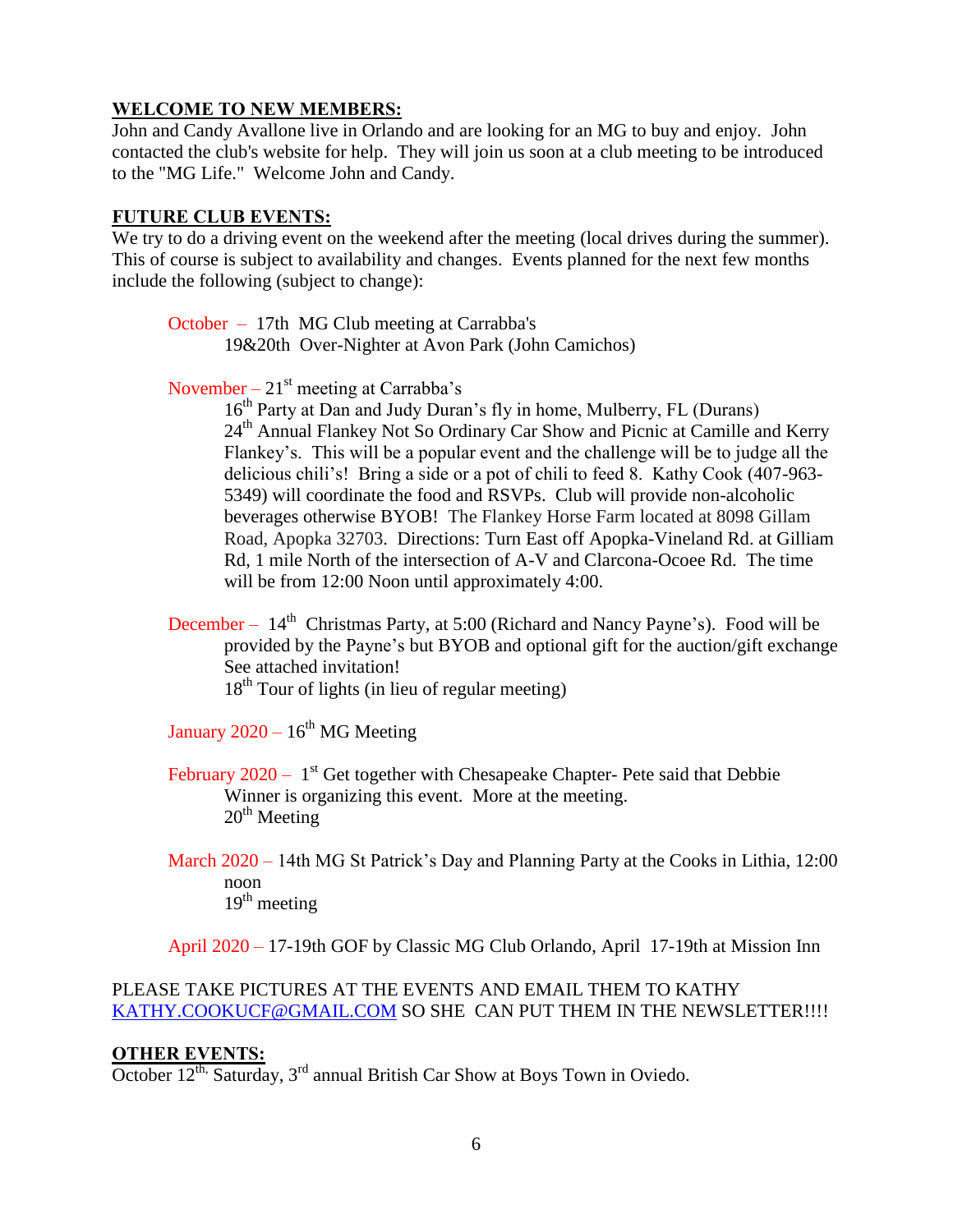**WELCOME TO NEW MEMBERS:**

John and Candy Avallone live in Orlando and are looking for an MG to buy and enjoy. John contacted the club's website for help. They will join us soon at a club meeting to be introduced to the "MG Life." Welcome John and Candy.

**FUTURE CLUB EVENTS:**

We try to do a driving event on the weekend after the meeting (local drives during the summer). This of course is subject to availability and changes. Events planned for the next few months include the following (subject to change):

October – 17th MG Club meeting at Carrabba's
19&20th Over-Nighter at Avon Park (John Camichos)

November – 21st meeting at Carrabba's
16th Party at Dan and Judy Duran's fly in home, Mulberry, FL (Durans)
24th Annual Flankey Not So Ordinary Car Show and Picnic at Camille and Kerry Flankey's. This will be a popular event and the challenge will be to judge all the delicious chili's! Bring a side or a pot of chili to feed 8. Kathy Cook (407-963-5349) will coordinate the food and RSVPs. Club will provide non-alcoholic beverages otherwise BYOB! The Flankey Horse Farm located at 8098 Gillam Road, Apopka 32703. Directions: Turn East off Apopka-Vineland Rd. at Gilliam Rd, 1 mile North of the intersection of A-V and Clarcona-Ocoee Rd. The time will be from 12:00 Noon until approximately 4:00.

December – 14th Christmas Party, at 5:00 (Richard and Nancy Payne's). Food will be provided by the Payne's but BYOB and optional gift for the auction/gift exchange See attached invitation!
18th Tour of lights (in lieu of regular meeting)

January 2020 – 16th MG Meeting

February 2020 – 1st Get together with Chesapeake Chapter- Pete said that Debbie Winner is organizing this event. More at the meeting.
20th Meeting

March 2020 – 14th MG St Patrick's Day and Planning Party at the Cooks in Lithia, 12:00 noon
19th meeting

April 2020 – 17-19th GOF by Classic MG Club Orlando, April 17-19th at Mission Inn

PLEASE TAKE PICTURES AT THE EVENTS AND EMAIL THEM TO KATHY KATHY.COOKUCF@GMAIL.COM SO SHE CAN PUT THEM IN THE NEWSLETTER!!!!

**OTHER EVENTS:**

October 12th, Saturday, 3rd annual British Car Show at Boys Town in Oviedo.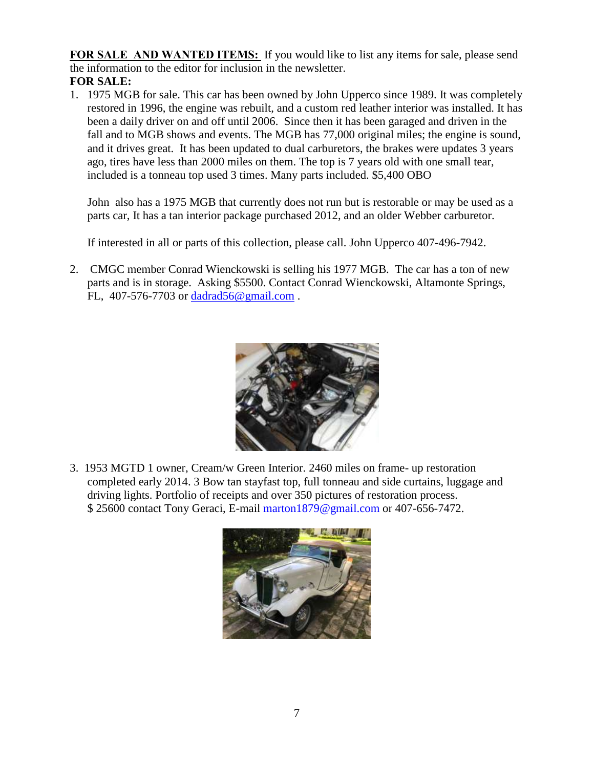**FOR SALE AND WANTED ITEMS:** If you would like to list any items for sale, please send the information to the editor for inclusion in the newsletter.

**FOR SALE:**

1. 1975 MGB for sale. This car has been owned by John Upperco since 1989. It was completely restored in 1996, the engine was rebuilt, and a custom red leather interior was installed. It has been a daily driver on and off until 2006. Since then it has been garaged and driven in the fall and to MGB shows and events. The MGB has 77,000 original miles; the engine is sound, and it drives great. It has been updated to dual carburetors, the brakes were updates 3 years ago, tires have less than 2000 miles on them. The top is 7 years old with one small tear, included is a tonneau top used 3 times. Many parts included. $5,400 OBO

   John also has a 1975 MGB that currently does not run but is restorable or may be used as a parts car, It has a tan interior package purchased 2012, and an older Webber carburetor.

   If interested in all or parts of this collection, please call. John Upperco 407-496-7942.

2. CMGC member Conrad Wienckowski is selling his 1977 MGB. The car has a ton of new parts and is in storage. Asking $5500. Contact Conrad Wienckowski, Altamonte Springs, FL, 407-576-7703 or dadrad56@gmail.com .

3. 1953 MGTD 1 owner, Cream/w Green Interior. 2460 miles on frame- up restoration completed early 2014. 3 Bow tan stayfast top, full tonneau and side curtains, luggage and driving lights. Portfolio of receipts and over 350 pictures of restoration process. $ 25600 contact Tony Geraci, E-mail marton1879@gmail.com or 407-656-7472.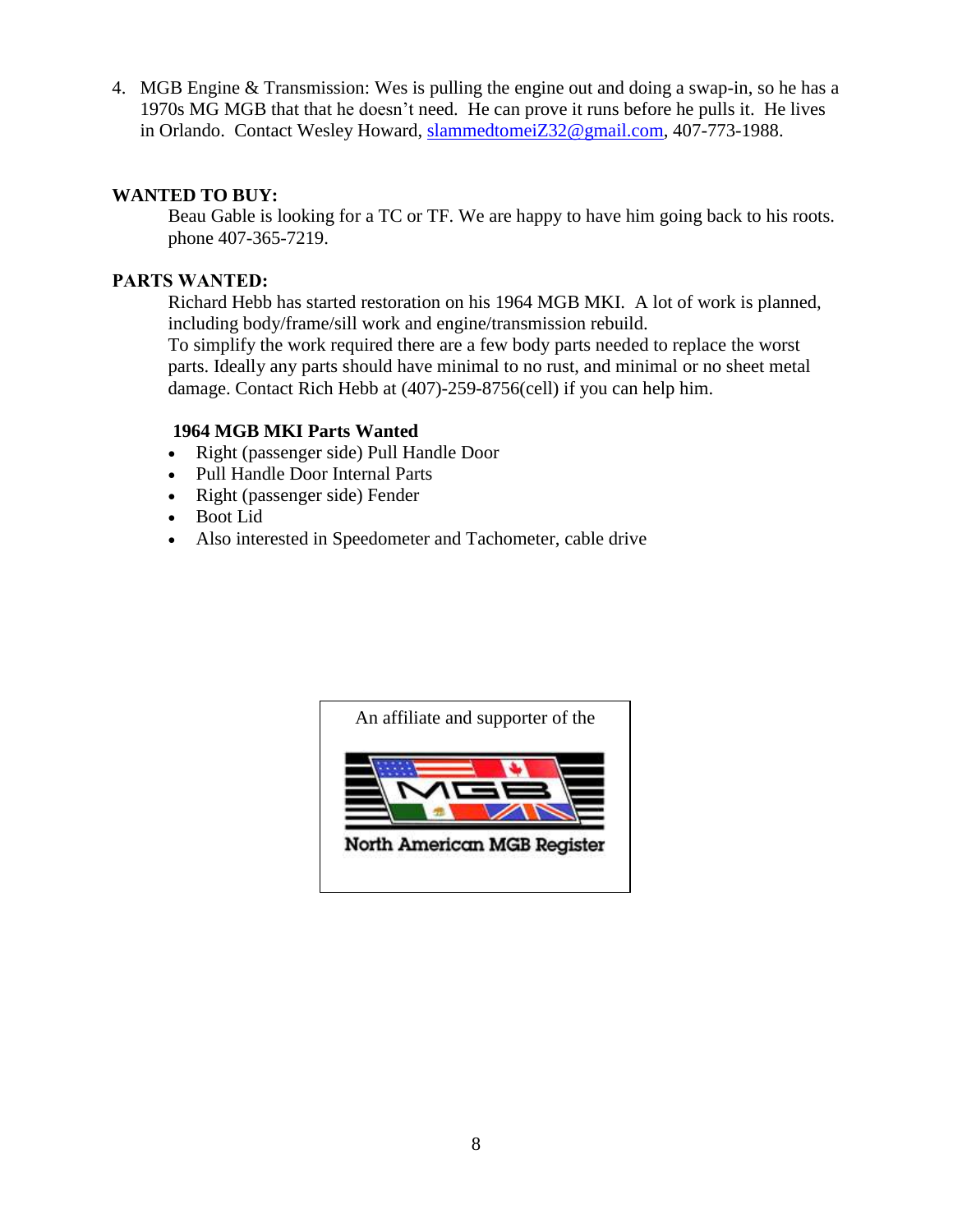4. MGB Engine & Transmission: Wes is pulling the engine out and doing a swap-in, so he has a 1970s MG MGB that that he doesn't need. He can prove it runs before he pulls it. He lives in Orlando. Contact Wesley Howard, slammedtomeiZ32@gmail.com, 407-773-1988.

**WANTED TO BUY:**

Beau Gable is looking for a TC or TF. We are happy to have him going back to his roots. phone 407-365-7219.

**PARTS WANTED:**

Richard Hebb has started restoration on his 1964 MGB MKI. A lot of work is planned, including body/frame/sill work and engine/transmission rebuild.
To simplify the work required there are a few body parts needed to replace the worst parts. Ideally any parts should have minimal to no rust, and minimal or no sheet metal damage. Contact Rich Hebb at (407)-259-8756(cell) if you can help him.

**1964 MGB MKI Parts Wanted**

- Right (passenger side) Pull Handle Door
- Pull Handle Door Internal Parts
- Right (passenger side) Fender
- Boot Lid
- Also interested in Speedometer and Tachometer, cable drive

An affiliate and supporter of the

MGB

North American MGB Register